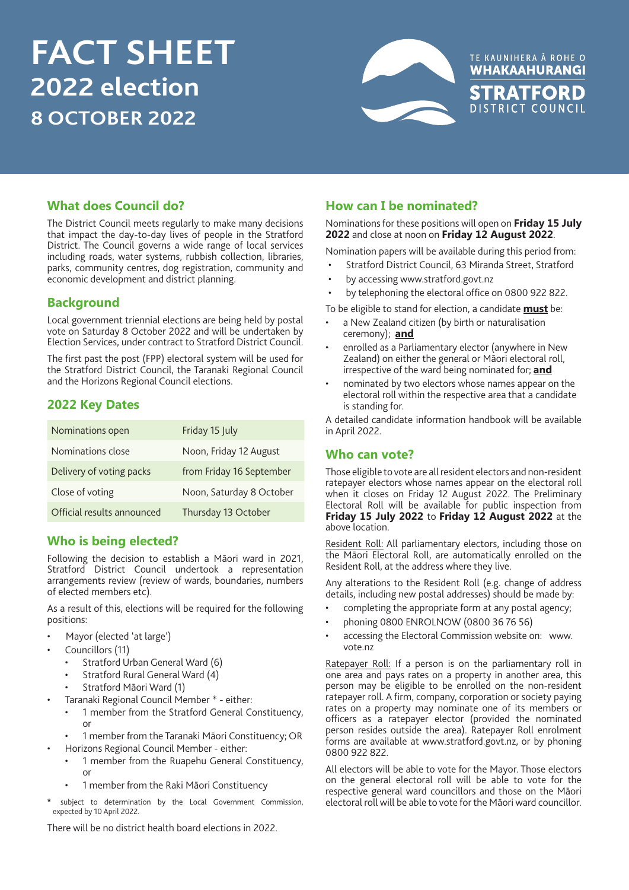# FACT SHEET
## 2022 election
## 8 OCTOBER 2022

TE KAUNIHERA Ā ROHE O WHAKAAHURANGI
STRATFORD DISTRICT COUNCIL

### What does Council do?

The District Council meets regularly to make many decisions that impact the day-to-day lives of people in the Stratford District. The Council governs a wide range of local services including roads, water systems, rubbish collection, libraries, parks, community centres, dog registration, community and economic development and district planning.

### Background

Local government triennial elections are being held by postal vote on Saturday 8 October 2022 and will be undertaken by Election Services, under contract to Stratford District Council.

The first past the post (FPP) electoral system will be used for the Stratford District Council, the Taranaki Regional Council and the Horizons Regional Council elections.

### 2022 Key Dates

| | |
|---|---|
| Nominations open | Friday 15 July |
| Nominations close | Noon, Friday 12 August |
| Delivery of voting packs | from Friday 16 September |
| Close of voting | Noon, Saturday 8 October |
| Official results announced | Thursday 13 October |

### Who is being elected?

Following the decision to establish a Māori ward in 2021, Stratford District Council undertook a representation arrangements review (review of wards, boundaries, numbers of elected members etc).

As a result of this, elections will be required for the following positions:

- Mayor (elected 'at large')
- Councillors (11)
  - Stratford Urban General Ward (6)
  - Stratford Rural General Ward (4)
  - Stratford Māori Ward (1)
- Taranaki Regional Council Member * - either:
  - 1 member from the Stratford General Constituency, or
  - 1 member from the Taranaki Māori Constituency; OR
- Horizons Regional Council Member - either:
  - 1 member from the Ruapehu General Constituency, or
  - 1 member from the Raki Māori Constituency

\* subject to determination by the Local Government Commission, expected by 10 April 2022.

There will be no district health board elections in 2022.

### How can I be nominated?

Nominations for these positions will open on **Friday 15 July 2022** and close at noon on **Friday 12 August 2022**.

Nomination papers will be available during this period from:

- Stratford District Council, 63 Miranda Street, Stratford
- by accessing www.stratford.govt.nz
- by telephoning the electoral office on 0800 922 822.

To be eligible to stand for election, a candidate **must** be:

- a New Zealand citizen (by birth or naturalisation ceremony); **and**
- enrolled as a Parliamentary elector (anywhere in New Zealand) on either the general or Māori electoral roll, irrespective of the ward being nominated for; **and**
- nominated by two electors whose names appear on the electoral roll within the respective area that a candidate is standing for.

A detailed candidate information handbook will be available in April 2022.

### Who can vote?

Those eligible to vote are all resident electors and non-resident ratepayer electors whose names appear on the electoral roll when it closes on Friday 12 August 2022. The Preliminary Electoral Roll will be available for public inspection from **Friday 15 July 2022** to **Friday 12 August 2022** at the above location.

Resident Roll: All parliamentary electors, including those on the Māori Electoral Roll, are automatically enrolled on the Resident Roll, at the address where they live.

Any alterations to the Resident Roll (e.g. change of address details, including new postal addresses) should be made by:

- completing the appropriate form at any postal agency;
- phoning 0800 ENROLNOW (0800 36 76 56)
- accessing the Electoral Commission website on: www.vote.nz

Ratepayer Roll: If a person is on the parliamentary roll in one area and pays rates on a property in another area, this person may be eligible to be enrolled on the non-resident ratepayer roll. A firm, company, corporation or society paying rates on a property may nominate one of its members or officers as a ratepayer elector (provided the nominated person resides outside the area). Ratepayer Roll enrolment forms are available at www.stratford.govt.nz, or by phoning 0800 922 822.

All electors will be able to vote for the Mayor. Those electors on the general electoral roll will be able to vote for the respective general ward councillors and those on the Māori electoral roll will be able to vote for the Māori ward councillor.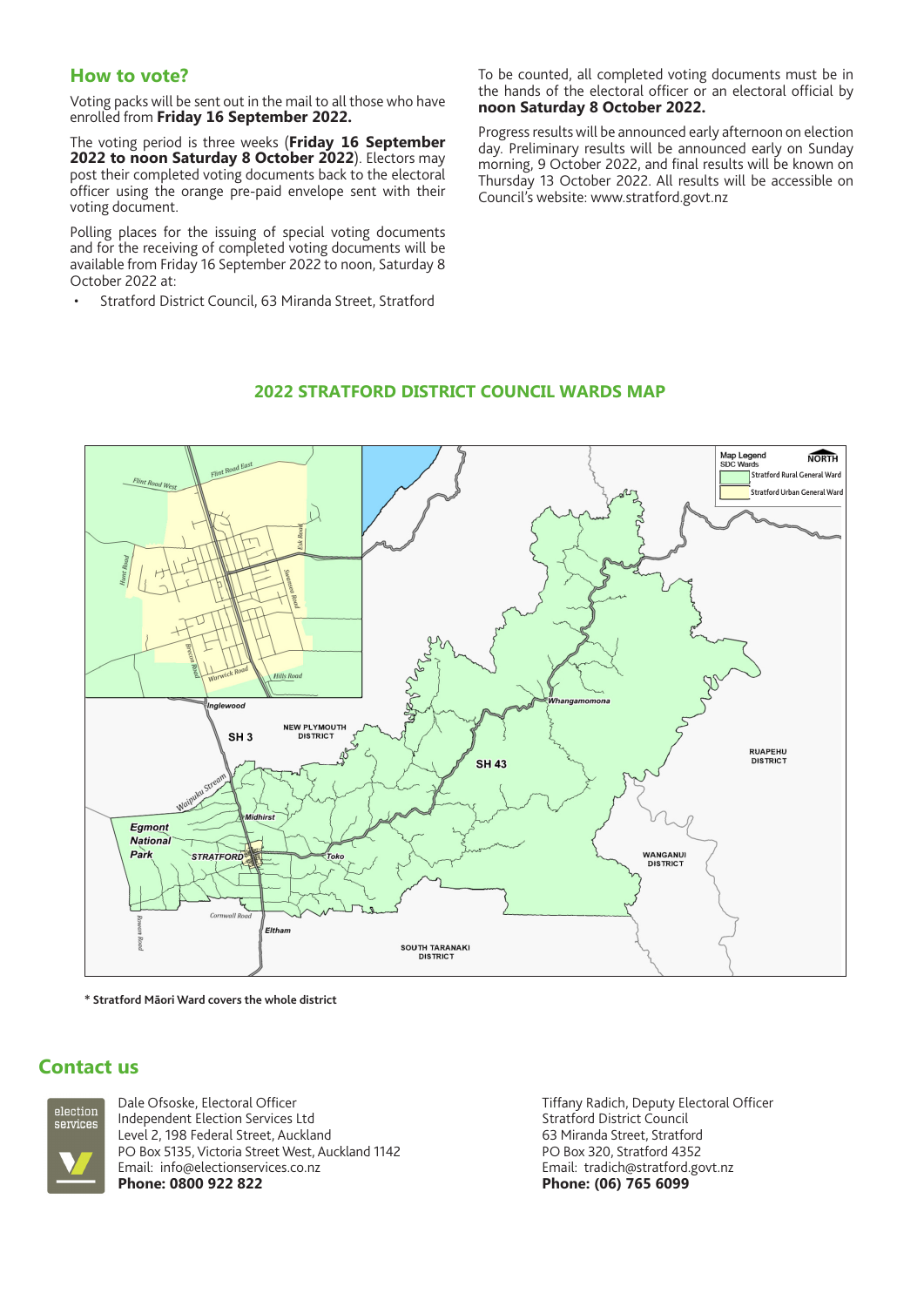## How to vote?

Voting packs will be sent out in the mail to all those who have enrolled from **Friday 16 September 2022.**

The voting period is three weeks (**Friday 16 September 2022 to noon Saturday 8 October 2022**). Electors may post their completed voting documents back to the electoral officer using the orange pre-paid envelope sent with their voting document.

Polling places for the issuing of special voting documents and for the receiving of completed voting documents will be available from Friday 16 September 2022 to noon, Saturday 8 October 2022 at:

- Stratford District Council, 63 Miranda Street, Stratford

To be counted, all completed voting documents must be in the hands of the electoral officer or an electoral official by **noon Saturday 8 October 2022.**

Progress results will be announced early afternoon on election day. Preliminary results will be announced early on Sunday morning, 9 October 2022, and final results will be known on Thursday 13 October 2022. All results will be accessible on Council's website: www.stratford.govt.nz

## 2022 STRATFORD DISTRICT COUNCIL WARDS MAP

Map Legend
SDC Wards
Stratford Rural General Ward
Stratford Urban General Ward
NORTH

Flint Road West
Flint Road East
Hunt Road
Esk Road
Swansea Road
Brecon Road
Warwick Road
Hills Road
Inglewood
NEW PLYMOUTH DISTRICT
SH 3
Whangamomona
SH 43
RUAPEHU DISTRICT
Waipuku Stream
Midhirst
Egmont National Park
STRATFORD
Toko
WANGANUI DISTRICT
Cornwall Road
Rowan Road
Eltham
SOUTH TARANAKI DISTRICT

**\* Stratford Māori Ward covers the whole district**

## Contact us

election services

Dale Ofsoske, Electoral Officer
Independent Election Services Ltd
Level 2, 198 Federal Street, Auckland
PO Box 5135, Victoria Street West, Auckland 1142
Email: info@electionservices.co.nz
**Phone: 0800 922 822**

Tiffany Radich, Deputy Electoral Officer
Stratford District Council
63 Miranda Street, Stratford
PO Box 320, Stratford 4352
Email: tradich@stratford.govt.nz
**Phone: (06) 765 6099**